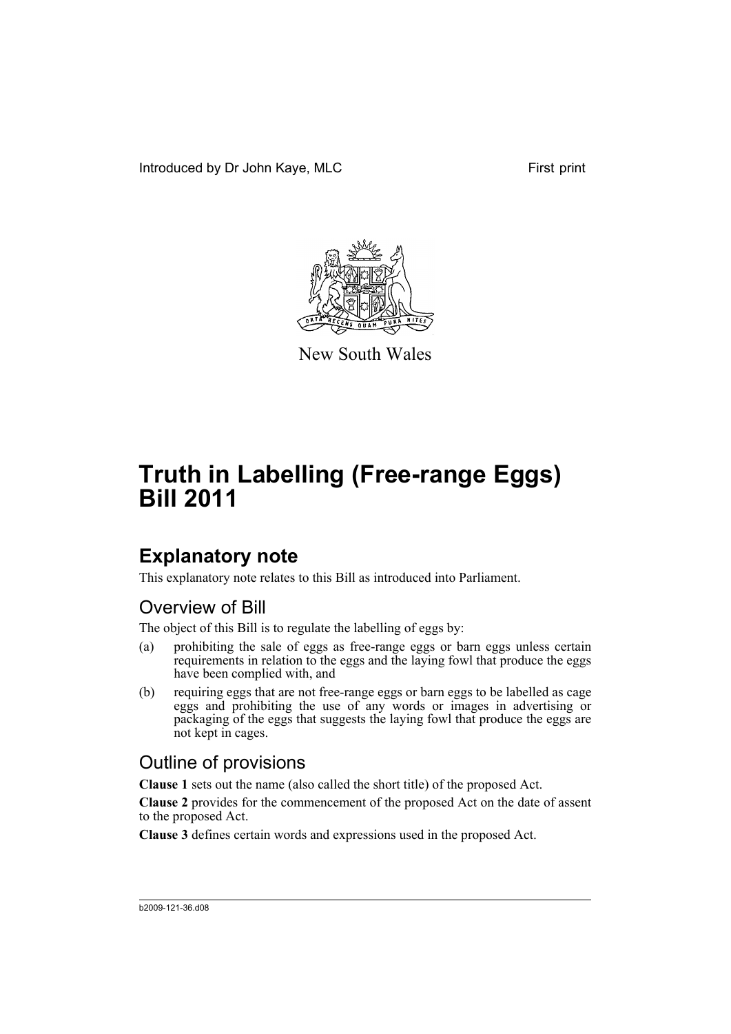Introduced by Dr John Kaye, MLC First print

New South Wales

# Truth in Labelling (Free-range Eggs) Bill 2011

## Explanatory note

This explanatory note relates to this Bill as introduced into Parliament.

### Overview of Bill

The object of this Bill is to regulate the labelling of eggs by:

(a) prohibiting the sale of eggs as free-range eggs or barn eggs unless certain requirements in relation to the eggs and the laying fowl that produce the eggs have been complied with, and

(b) requiring eggs that are not free-range eggs or barn eggs to be labelled as cage eggs and prohibiting the use of any words or images in advertising or packaging of the eggs that suggests the laying fowl that produce the eggs are not kept in cages.

### Outline of provisions

**Clause 1** sets out the name (also called the short title) of the proposed Act.

**Clause 2** provides for the commencement of the proposed Act on the date of assent to the proposed Act.

**Clause 3** defines certain words and expressions used in the proposed Act.

b2009-121-36.d08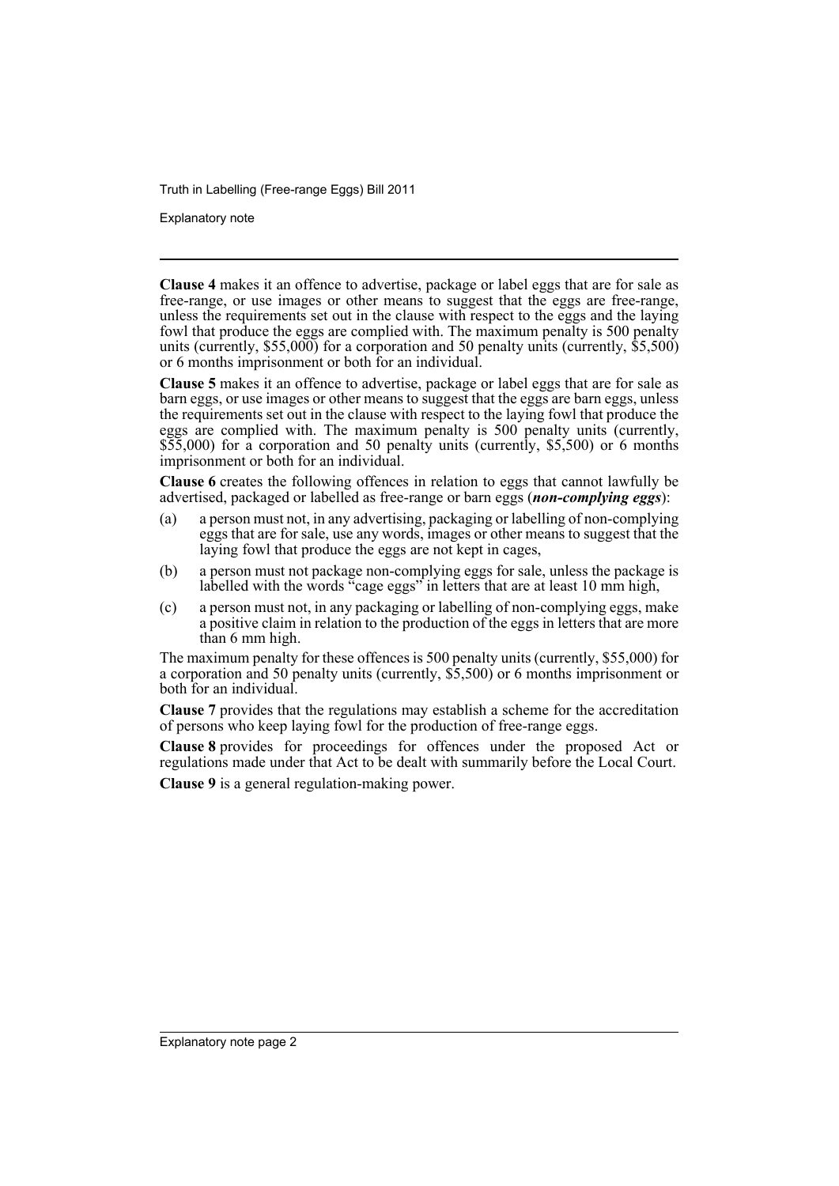**Clause 4** makes it an offence to advertise, package or label eggs that are for sale as free-range, or use images or other means to suggest that the eggs are free-range, unless the requirements set out in the clause with respect to the eggs and the laying fowl that produce the eggs are complied with. The maximum penalty is 500 penalty units (currently, $55,000) for a corporation and 50 penalty units (currently, $5,500) or 6 months imprisonment or both for an individual.

**Clause 5** makes it an offence to advertise, package or label eggs that are for sale as barn eggs, or use images or other means to suggest that the eggs are barn eggs, unless the requirements set out in the clause with respect to the laying fowl that produce the eggs are complied with. The maximum penalty is 500 penalty units (currently, $55,000) for a corporation and 50 penalty units (currently, $5,500) or 6 months imprisonment or both for an individual.

**Clause 6** creates the following offences in relation to eggs that cannot lawfully be advertised, packaged or labelled as free-range or barn eggs (***non-complying eggs***):

(a) a person must not, in any advertising, packaging or labelling of non-complying eggs that are for sale, use any words, images or other means to suggest that the laying fowl that produce the eggs are not kept in cages,

(b) a person must not package non-complying eggs for sale, unless the package is labelled with the words "cage eggs" in letters that are at least 10 mm high,

(c) a person must not, in any packaging or labelling of non-complying eggs, make a positive claim in relation to the production of the eggs in letters that are more than 6 mm high.

The maximum penalty for these offences is 500 penalty units (currently, $55,000) for a corporation and 50 penalty units (currently, $5,500) or 6 months imprisonment or both for an individual.

**Clause 7** provides that the regulations may establish a scheme for the accreditation of persons who keep laying fowl for the production of free-range eggs.

**Clause 8** provides for proceedings for offences under the proposed Act or regulations made under that Act to be dealt with summarily before the Local Court.

**Clause 9** is a general regulation-making power.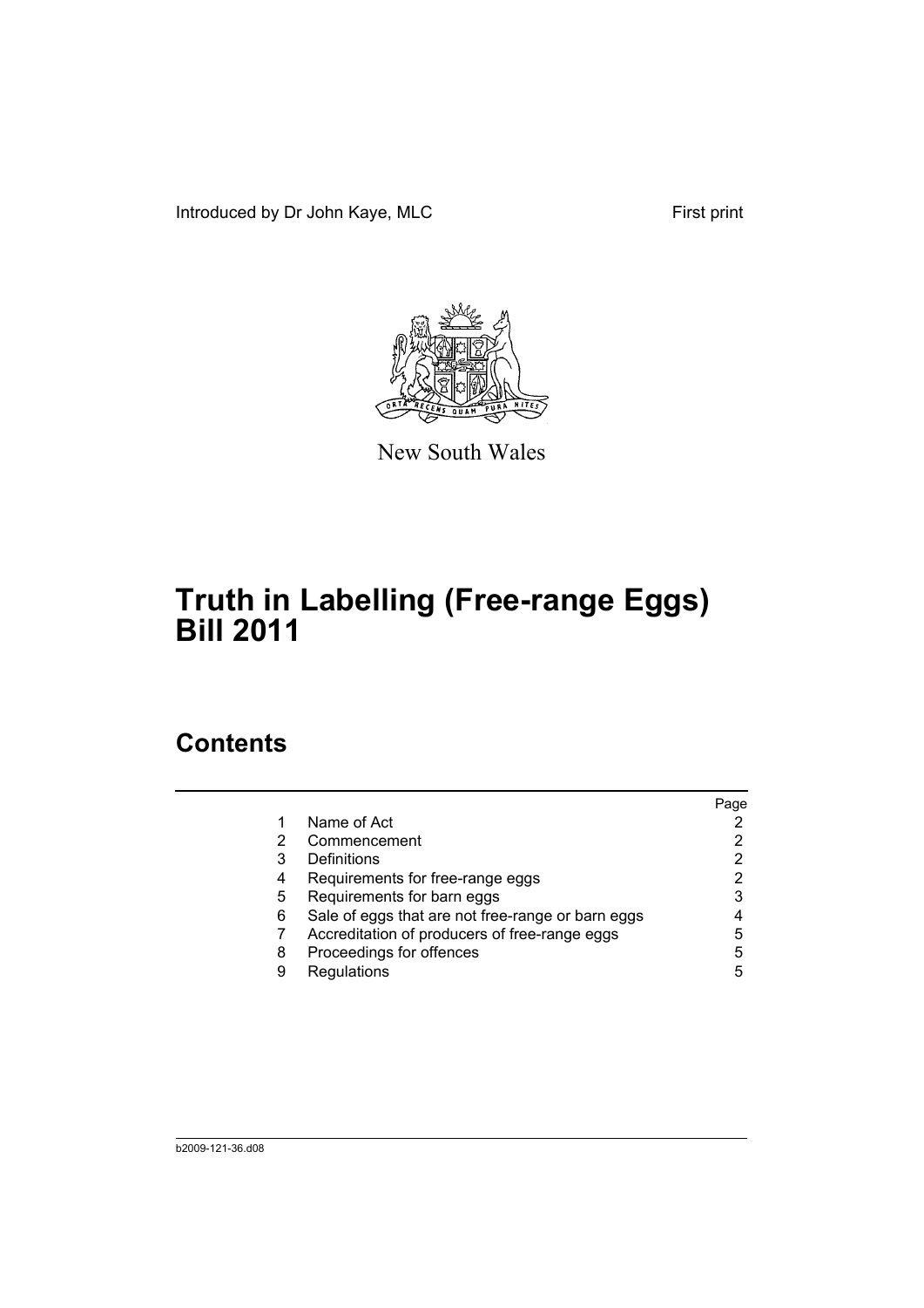Introduced by Dr John Kaye, MLC

First print

New South Wales

# Truth in Labelling (Free-range Eggs) Bill 2011

## Contents

| | | Page |
|---|---|---|
| 1 | Name of Act | 2 |
| 2 | Commencement | 2 |
| 3 | Definitions | 2 |
| 4 | Requirements for free-range eggs | 2 |
| 5 | Requirements for barn eggs | 3 |
| 6 | Sale of eggs that are not free-range or barn eggs | 4 |
| 7 | Accreditation of producers of free-range eggs | 5 |
| 8 | Proceedings for offences | 5 |
| 9 | Regulations | 5 |

b2009-121-36.d08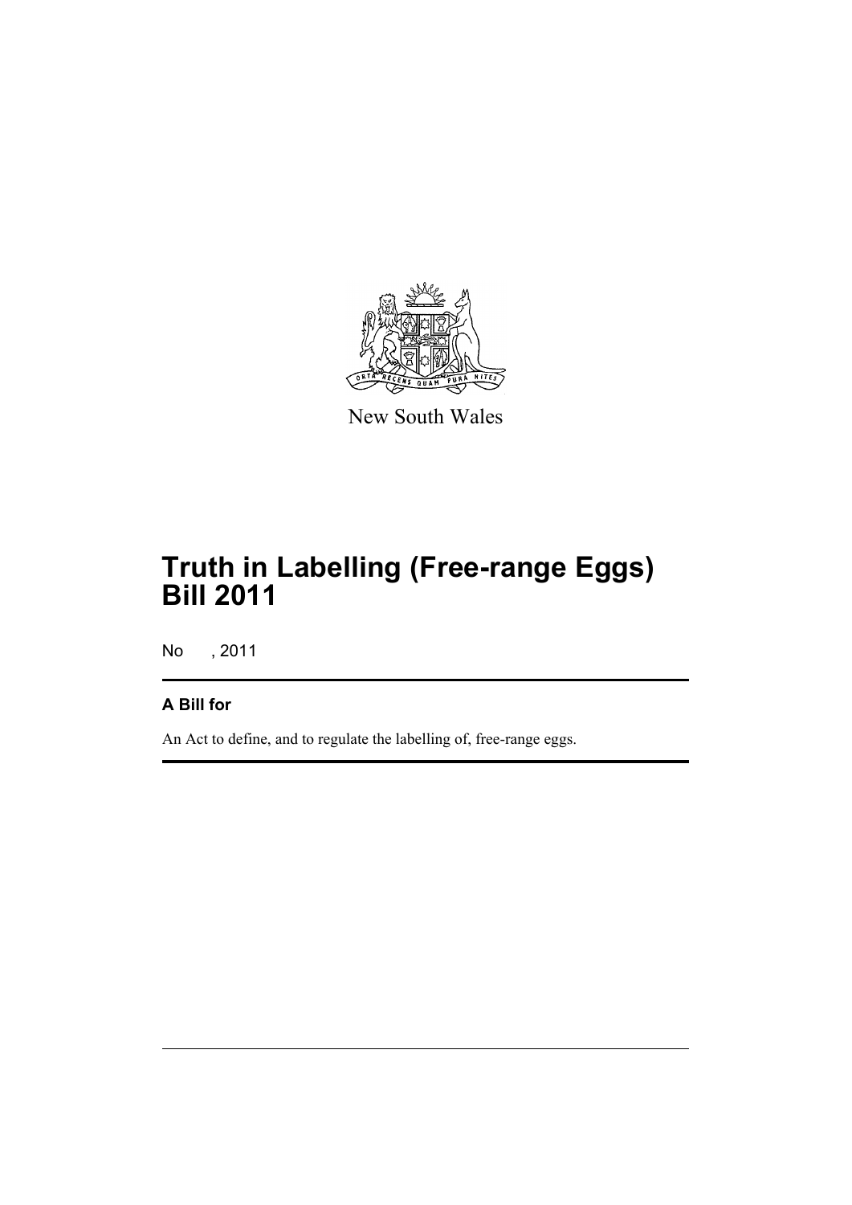New South Wales

# Truth in Labelling (Free-range Eggs) Bill 2011

No , 2011

## A Bill for

An Act to define, and to regulate the labelling of, free-range eggs.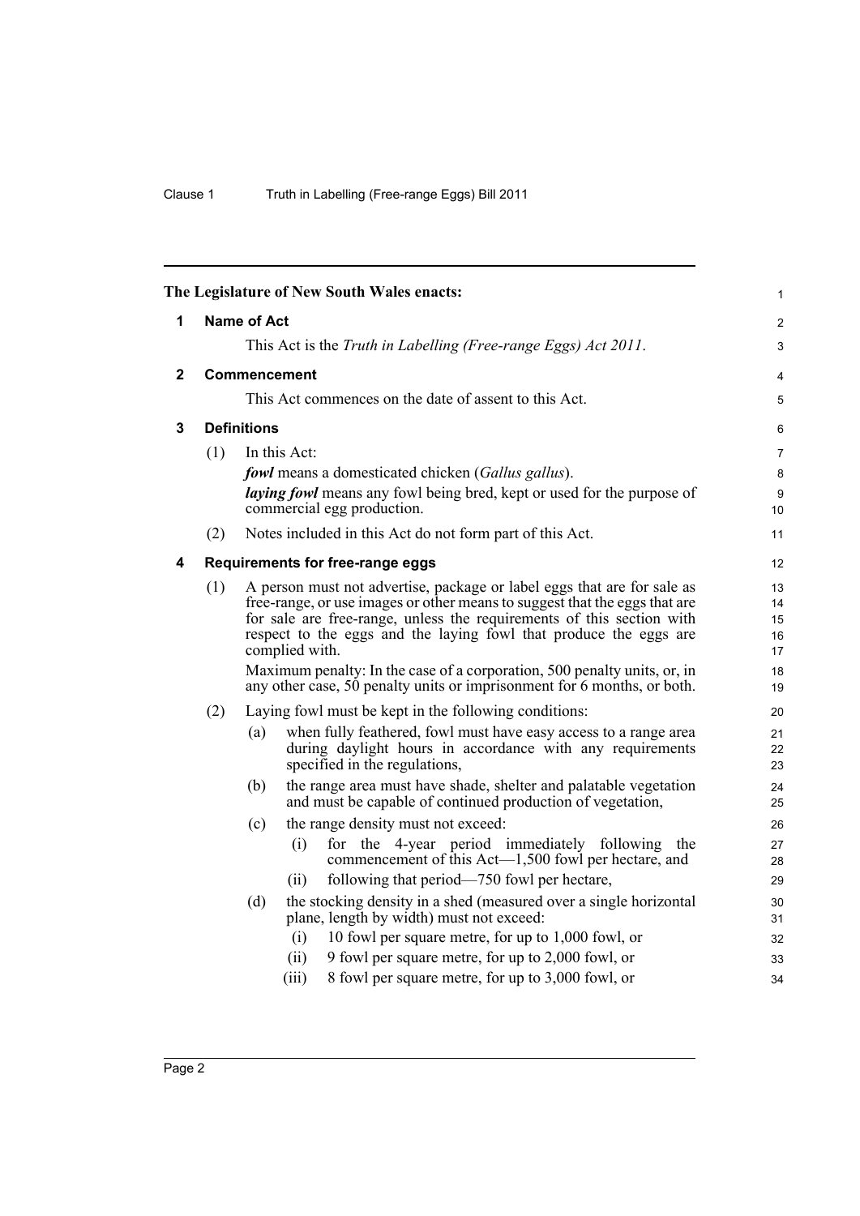The Legislature of New South Wales enacts:

## 1 Name of Act

This Act is the *Truth in Labelling (Free-range Eggs) Act 2011*.

## 2 Commencement

This Act commences on the date of assent to this Act.

## 3 Definitions

(1) In this Act:

***fowl*** means a domesticated chicken (*Gallus gallus*).

***laying fowl*** means any fowl being bred, kept or used for the purpose of commercial egg production.

(2) Notes included in this Act do not form part of this Act.

## 4 Requirements for free-range eggs

(1) A person must not advertise, package or label eggs that are for sale as free-range, or use images or other means to suggest that the eggs that are for sale are free-range, unless the requirements of this section with respect to the eggs and the laying fowl that produce the eggs are complied with.

Maximum penalty: In the case of a corporation, 500 penalty units, or, in any other case, 50 penalty units or imprisonment for 6 months, or both.

(2) Laying fowl must be kept in the following conditions:

(a) when fully feathered, fowl must have easy access to a range area during daylight hours in accordance with any requirements specified in the regulations,

(b) the range area must have shade, shelter and palatable vegetation and must be capable of continued production of vegetation,

(c) the range density must not exceed:

(i) for the 4-year period immediately following the commencement of this Act—1,500 fowl per hectare, and

(ii) following that period—750 fowl per hectare,

(d) the stocking density in a shed (measured over a single horizontal plane, length by width) must not exceed:

(i) 10 fowl per square metre, for up to 1,000 fowl, or

(ii) 9 fowl per square metre, for up to 2,000 fowl, or

(iii) 8 fowl per square metre, for up to 3,000 fowl, or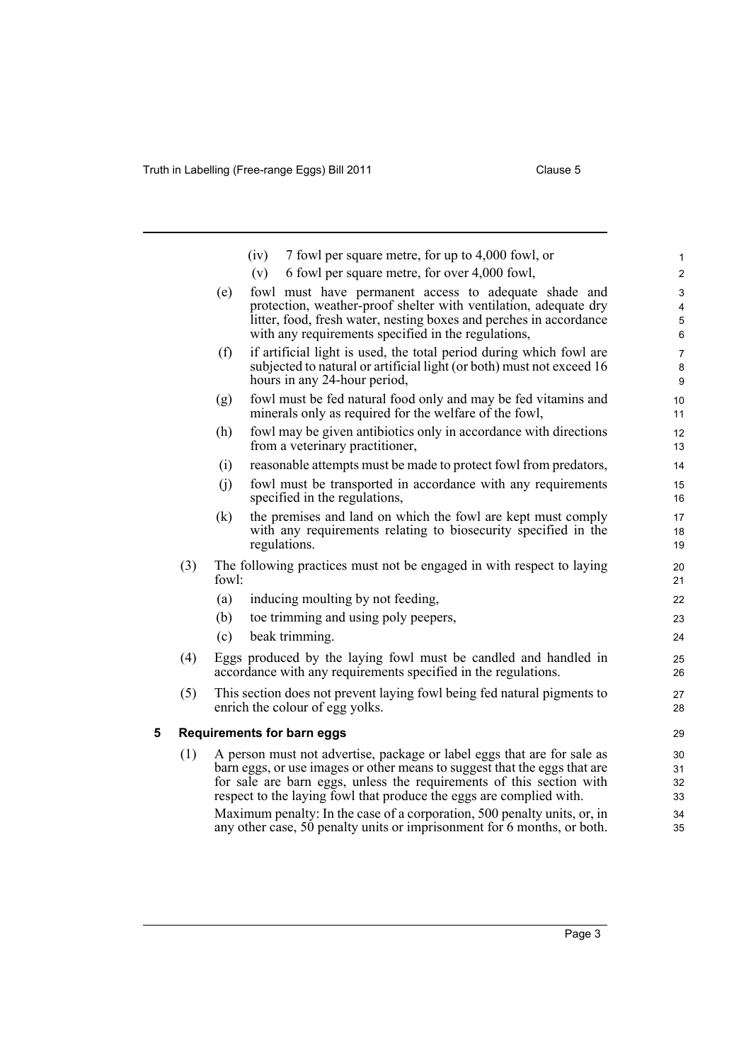(iv) 7 fowl per square metre, for up to 4,000 fowl, or

(v) 6 fowl per square metre, for over 4,000 fowl,

(e) fowl must have permanent access to adequate shade and protection, weather-proof shelter with ventilation, adequate dry litter, food, fresh water, nesting boxes and perches in accordance with any requirements specified in the regulations,

(f) if artificial light is used, the total period during which fowl are subjected to natural or artificial light (or both) must not exceed 16 hours in any 24-hour period,

(g) fowl must be fed natural food only and may be fed vitamins and minerals only as required for the welfare of the fowl,

(h) fowl may be given antibiotics only in accordance with directions from a veterinary practitioner,

(i) reasonable attempts must be made to protect fowl from predators,

(j) fowl must be transported in accordance with any requirements specified in the regulations,

(k) the premises and land on which the fowl are kept must comply with any requirements relating to biosecurity specified in the regulations.

(3) The following practices must not be engaged in with respect to laying fowl:

(a) inducing moulting by not feeding,

(b) toe trimming and using poly peepers,

(c) beak trimming.

(4) Eggs produced by the laying fowl must be candled and handled in accordance with any requirements specified in the regulations.

(5) This section does not prevent laying fowl being fed natural pigments to enrich the colour of egg yolks.

## 5 Requirements for barn eggs

(1) A person must not advertise, package or label eggs that are for sale as barn eggs, or use images or other means to suggest that the eggs that are for sale are barn eggs, unless the requirements of this section with respect to the laying fowl that produce the eggs are complied with.

Maximum penalty: In the case of a corporation, 500 penalty units, or, in any other case, 50 penalty units or imprisonment for 6 months, or both.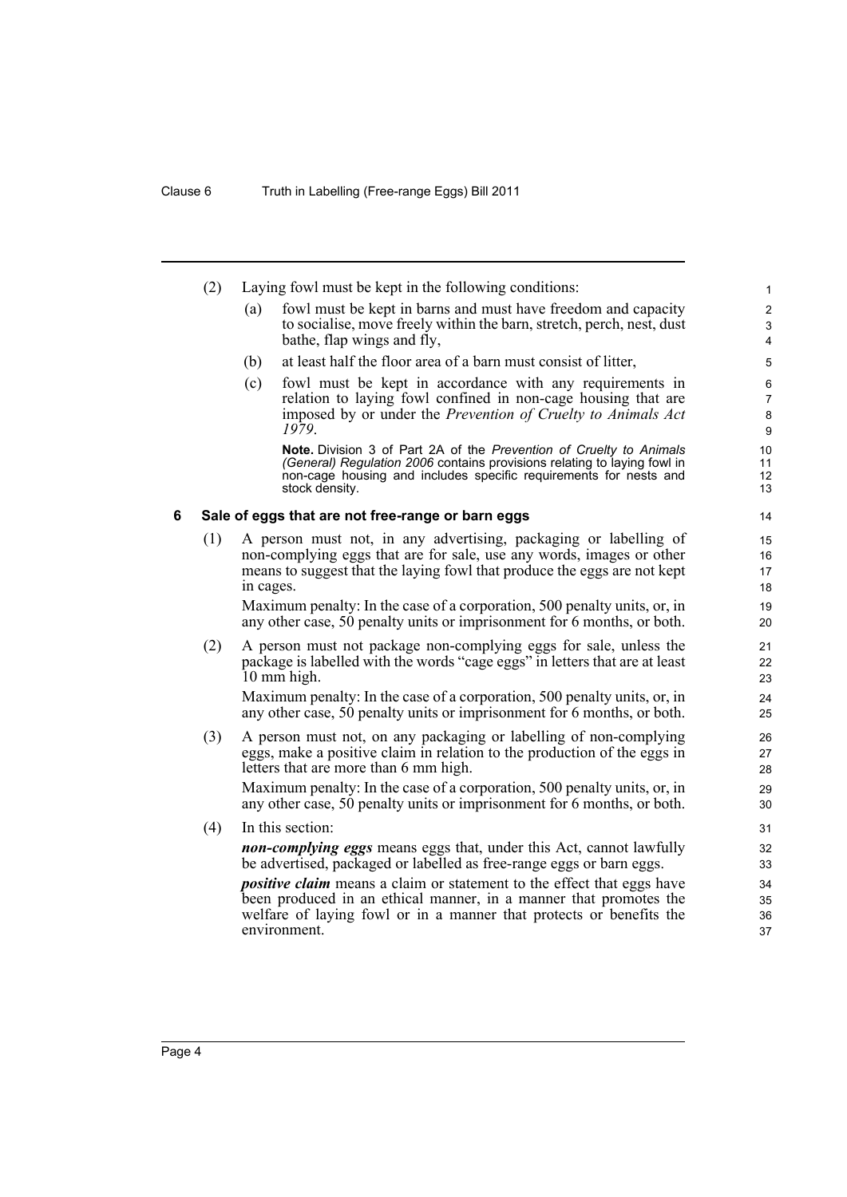(2) Laying fowl must be kept in the following conditions:

(a) fowl must be kept in barns and must have freedom and capacity to socialise, move freely within the barn, stretch, perch, nest, dust bathe, flap wings and fly,

(b) at least half the floor area of a barn must consist of litter,

(c) fowl must be kept in accordance with any requirements in relation to laying fowl confined in non-cage housing that are imposed by or under the *Prevention of Cruelty to Animals Act 1979*.

**Note.** Division 3 of Part 2A of the *Prevention of Cruelty to Animals (General) Regulation 2006* contains provisions relating to laying fowl in non-cage housing and includes specific requirements for nests and stock density.

## 6 Sale of eggs that are not free-range or barn eggs

(1) A person must not, in any advertising, packaging or labelling of non-complying eggs that are for sale, use any words, images or other means to suggest that the laying fowl that produce the eggs are not kept in cages.

Maximum penalty: In the case of a corporation, 500 penalty units, or, in any other case, 50 penalty units or imprisonment for 6 months, or both.

(2) A person must not package non-complying eggs for sale, unless the package is labelled with the words "cage eggs" in letters that are at least 10 mm high.

Maximum penalty: In the case of a corporation, 500 penalty units, or, in any other case, 50 penalty units or imprisonment for 6 months, or both.

(3) A person must not, on any packaging or labelling of non-complying eggs, make a positive claim in relation to the production of the eggs in letters that are more than 6 mm high.

Maximum penalty: In the case of a corporation, 500 penalty units, or, in any other case, 50 penalty units or imprisonment for 6 months, or both.

(4) In this section:

***non-complying eggs*** means eggs that, under this Act, cannot lawfully be advertised, packaged or labelled as free-range eggs or barn eggs.

***positive claim*** means a claim or statement to the effect that eggs have been produced in an ethical manner, in a manner that promotes the welfare of laying fowl or in a manner that protects or benefits the environment.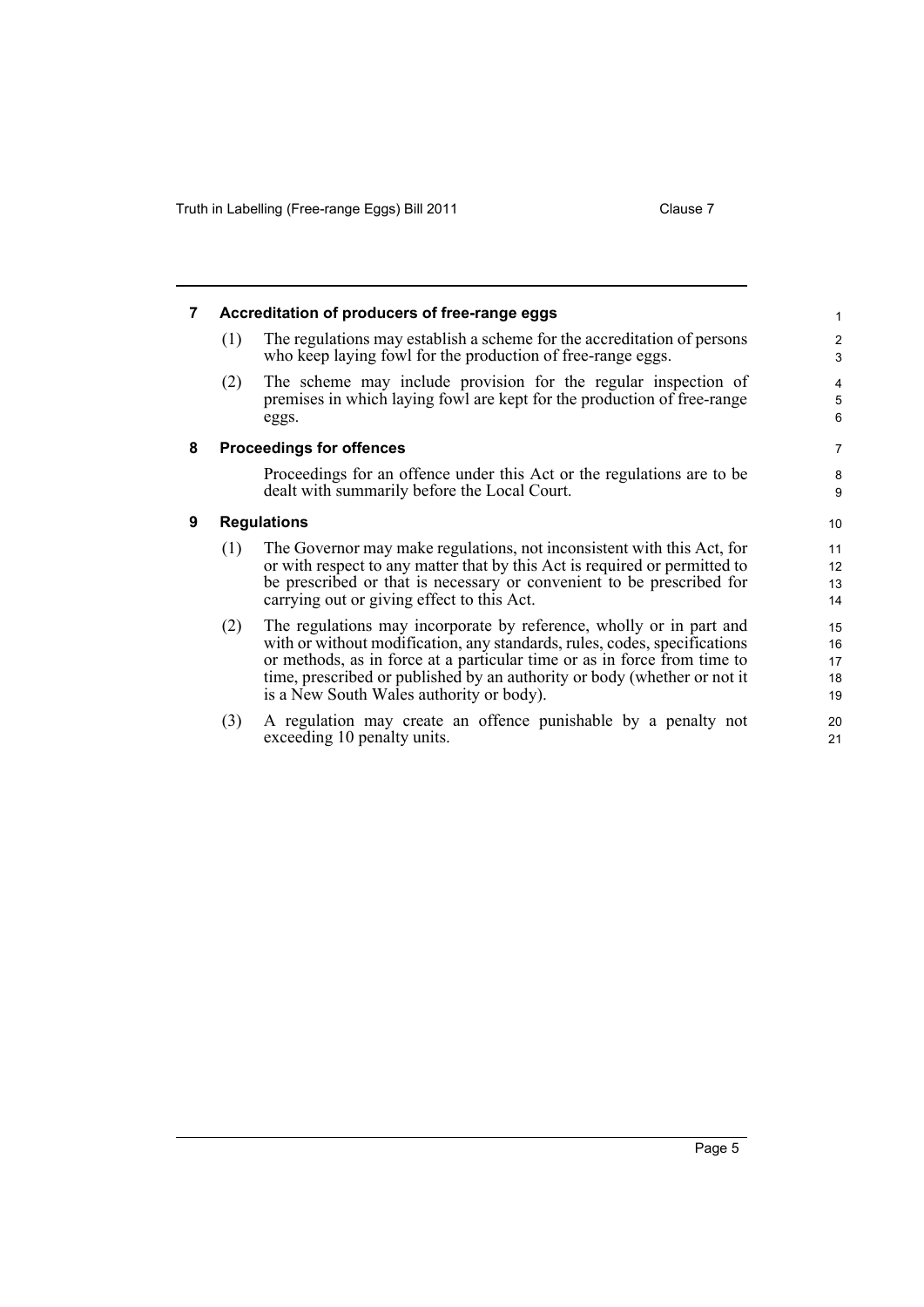## 7 Accreditation of producers of free-range eggs

(1) The regulations may establish a scheme for the accreditation of persons who keep laying fowl for the production of free-range eggs.

(2) The scheme may include provision for the regular inspection of premises in which laying fowl are kept for the production of free-range eggs.

## 8 Proceedings for offences

Proceedings for an offence under this Act or the regulations are to be dealt with summarily before the Local Court.

## 9 Regulations

(1) The Governor may make regulations, not inconsistent with this Act, for or with respect to any matter that by this Act is required or permitted to be prescribed or that is necessary or convenient to be prescribed for carrying out or giving effect to this Act.

(2) The regulations may incorporate by reference, wholly or in part and with or without modification, any standards, rules, codes, specifications or methods, as in force at a particular time or as in force from time to time, prescribed or published by an authority or body (whether or not it is a New South Wales authority or body).

(3) A regulation may create an offence punishable by a penalty not exceeding 10 penalty units.